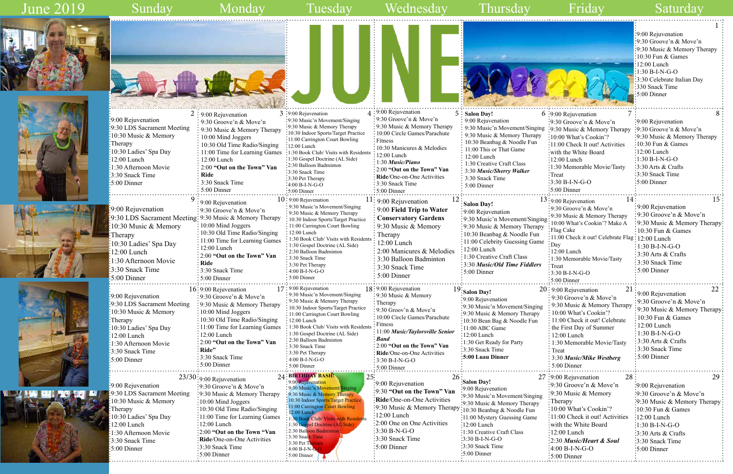# June 2019

| Sunday | Monday | Tuesday | Wednesday | Thursday | Friday | Saturday |
|---|---|---|---|---|---|---|
| | | | | | | **1**<br>9:00 Rejuvenation<br>9:30 Groove'n & Move'n<br>9:30 Music & Memory Therapy<br>10:30 Fun & Games<br>12:00 Lunch<br>1:30 B-I-N-G-O<br>3:30 Celebrate Italian Day<br>330 Snack Time<br>5:00 Dinner |
| **2**<br>9:00 Rejuvenation<br>9:30 LDS Sacrament Meeting<br>10:30 Music & Memory Therapy<br>10:30 Ladies' Spa Day<br>12:00 Lunch<br>1:30 Afternoon Movie<br>3:30 Snack Time<br>5:00 Dinner | **3**<br>9:00 Rejuvenation<br>9:30 Groove'n & Move'n<br>9:30 Music & Memory Therapy<br>10:00 Mind Joggers<br>10:30 Old Time Radio/Singing<br>11:00 Time for Learning Games<br>12:00 Lunch<br>2:00 **"Out on the Town" Van Ride**<br>3:30 Snack Time<br>5:00 Dinner | **4**<br>9:00 Rejuvenation<br>9:30 Music'n Movement/Singing<br>9:30 Music & Memory Therapy<br>10:30 Indoor Sports/Target Practice<br>11:00 Carrington Court Bowling<br>12:00 Lunch<br>1:30 Book Club/ Visits with Residents<br>1:30 Gospel Doctrine (AL Side)<br>2:30 Balloon Badminton<br>3:30 Snack Time<br>3:30 Pet Therapy<br>4:00 B-I-N-G-O<br>5:00 Dinner | **5**<br>9:00 Rejuvenation<br>9:30 Groove'n & Move'n<br>9:30 Music & Memory Therapy<br>10:00 Circle Games/Parachute Fitness<br>10:30 Manicures & Melodies<br>12:00 Lunch<br>1:30 ***Music/Piano***<br>2:00 **"Out on the Town" Van Ride**/One-on-One Activities<br>3:30 Snack Time<br>5:00 Dinner | **6**<br>**Salon Day!**<br>9:00 Rejuvenation<br>9:30 Music'n Movement/Singing<br>9:30 Music & Memory Therapy<br>10:30 Beanbag & Noodle Fun<br>11:00 This or That Game<br>12:00 Lunch<br>1:30 Creative Craft Class<br>3:30 ***Music/Sherry Walker***<br>3:30 Snack Time<br>5:00 Dinner | **7**<br>9:00 Rejuvenation<br>9:30 Groove'n & Move'n<br>9:30 Music & Memory Therapy<br>10:00 What's Cookin'?<br>11:00 Check It out! Activities with the White Board<br>12:00 Lunch<br>1:30 Memorable Movie/Tasty Treat<br>3:30 B-I-N-G-O<br>5:00 Dinner | **8**<br>9:00 Rejuvenation<br>9:30 Groove'n & Move'n<br>9:30 Music & Memory Therapy<br>10:30 Fun & Games<br>12:00 Lunch<br>1:30 B-I-N-G-O<br>3:30 Arts & Crafts<br>3:30 Snack Time<br>5:00 Dinner |
| **9**<br>9:00 Rejuvenation<br>9:30 LDS Sacrament Meeting<br>10:30 Music & Memory Therapy<br>10:30 Ladies' Spa Day<br>12:00 Lunch<br>1:30 Afternoon Movie<br>3:30 Snack Time<br>5:00 Dinner | **10**<br>9:00 Rejuvenation<br>9:30 Groove'n & Move'n<br>9:30 Music & Memory Therapy<br>10:00 Mind Joggers<br>10:30 Old Time Radio/Singing<br>11:00 Time for Learning Games<br>12:00 Lunch<br>2:00 **"Out on the Town" Van Ride**<br>3:30 Snack Time<br>5:00 Dinner | **11**<br>9:00 Rejuvenation<br>9:30 Music'n Movement/Singing<br>9:30 Music & Memory Therapy<br>10:30 Indoor Sports/Target Practice<br>11:00 Carrington Court Bowling<br>12:00 Lunch<br>1:30 Book Club/ Visits with Residents<br>1:30 Gospel Doctrine (AL Side)<br>2:30 Balloon Badminton<br>3:30 Snack Time<br>3:30 Pet Therapy<br>4:00 B-I-N-G-O<br>5:00 Dinner | **12**<br>9:00 Rejuvenation<br>9:00 **Field Trip to Water Conservatory Gardens**<br>9:30 Music & Memory Therapy<br>12:00 Lunch<br>2:00 Manicures & Melodies<br>3:30 Balloon Badminton<br>3:30 Snack Time<br>5:00 Dinner | **13**<br>**Salon Day!**<br>9:00 Rejuvenation<br>9:30 Music'n Movement/Singing<br>9:30 Music & Memory Therapy<br>10:30 Beanbag & Noodle Fun<br>11:00 Celebrity Guessing Game<br>12:00 Lunch<br>1:30 Creative Craft Class<br>3:30 ***Music/Old Time Fiddlers***<br>5:00 Dinner | **14**<br>9:00 Rejuvenation<br>9:30 Groove'n & Move'n<br>9:30 Music & Memory Therapy<br>10:00 What's Cookin'? Make A Flag Cake<br>11:00 Check it out! Celebrate Flag Day<br>12:00 Lunch<br>1:30 Memorable Movie/Tasty Treat<br>3:30 B-I-N-G-O<br>5:00 Dinner | **15**<br>9:00 Rejuvenation<br>9:30 Groove'n & Move'n<br>9:30 Music & Memory Therapy<br>10:30 Fun & Games<br>12:00 Lunch<br>1:30 B-I-N-G-O<br>3:30 Arts & Crafts<br>3:30 Snack Time<br>5:00 Dinner |
| **16**<br>9:00 Rejuvenation<br>9:30 LDS Sacrament Meeting<br>10:30 Music & Memory Therapy<br>10:30 Ladies' Spa Day<br>12:00 Lunch<br>1:30 Afternoon Movie<br>3:30 Snack Time<br>5:00 Dinner | **17**<br>9:00 Rejuvenation<br>9:30 Groove'n & Move'n<br>9:30 Music & Memory Therapy<br>10:00 Mind Joggers<br>10:30 Old Time Radio/Singing<br>11:00 Time for Learning Games<br>12:00 Lunch<br>2:00 **"Out on the Town" Van Ride"**<br>3:30 Snack Time<br>5:00 Dinner | **18**<br>9:00 Rejuvenation<br>9:30 Music'n Movement/Singing<br>9:30 Music & Memory Therapy<br>10:30 Indoor Sports/Target Practice<br>11:00 Carrington Court Bowling<br>12:00 Lunch<br>1:30 Book Club/ Visits with Residents<br>1:30 Gospel Doctrine (AL Side)<br>2:30 Balloon Badminton<br>3:30 Snack Time<br>3:30 Pet Therapy<br>4:00 B-I-N-G-O<br>5:00 Dinner | **19**<br>9:00 Rejuvenation<br>9:30 Music & Memory Therapy<br>9:30 Groov'n & Move'n<br>10:00 Circle Games/Parachute Fitness<br>11:00 ***Music/Taylorsville Senior Band***<br>2:00 **"Out on the Town" Van Ride**/One-on-One Activities<br>3:30 B-I-N-G-O<br>5:00 Dinner | **20**<br>**Salon Day!**<br>9:00 Rejuvenation<br>9:30 Music'n Movement/Singing<br>9:30 Music & Memory Therapy<br>10:30 Bean Bag & Noodle Fun<br>11:00 ABC Game<br>12:00 Lunch<br>1:30 Get Ready for Party<br>3:30 Snack Time<br>**5:00 Luau Dinner** | **21**<br>9:00 Rejuvenation<br>9:30 Groove'n & Move'n<br>9:30 Music & Memory Therapy<br>10:00 What's Cookin'?<br>11:00 Check it out! Celebrate the First Day of Summer<br>12:00 Lunch<br>1:30 Memorable Movie/Tasty Treat<br>3:30 ***Music/Mike Westberg***<br>5:00 Dinner | **22**<br>9:00 Rejuvenation<br>9:30 Groove'n & Move'n<br>9:30 Music & Memory Therapy<br>10:30 Fun & Games<br>12:00 Lunch<br>1:30 B-I-N-G-O<br>3:30 Arts & Crafts<br>3:30 Snack Time<br>5:00 Dinner |
| **23/30**<br>9:00 Rejuvenation<br>9:30 LDS Sacrament Meeting<br>10:30 Music & Memory Therapy<br>10:30 Ladies' Spa Day<br>12:00 Lunch<br>1:30 Afternoon Movie<br>3:30 Snack Time<br>5:00 Dinner | **24**<br>9:00 Rejuvenation<br>9:30 Groove'n & Move'n<br>9:30 Music & Memory Therapy<br>10:00 Mind Joggers<br>10:30 Old Time Radio/Singing<br>11:00 Time for Learning Games<br>12:00 Lunch<br>2:00 **"Out on the Town "Van Ride**/One-on-One Activities<br>3:30 Snack Time<br>5:00 Dinner | **25**<br>**BIRTHDAY BASH!**<br>9:00 Rejuvenation<br>9:30 Music'n Movement/Singing<br>9:30 Music & Memory Therapy<br>10:30 Indoor Sports/Target Practice<br>11:00 Carrington Court Bowling<br>12:00 Lunch<br>1:30 Book Club/ Visits with Residents<br>1:30 Gospel Doctrine (AL Side)<br>2:30 Balloon Badminton<br>3:30 Snack Time<br>3:30 Pet Therapy<br>4:00 B-I-N-G-O<br>5:00 Dinner | **26**<br>9:00 Rejuvenation<br>9:30 **"Out on the Town" Van Ride**/One-on-One Activities<br>9:30 Music & Memory Therapy<br>12:00 Lunch<br>2:00 One on One Activities<br>3:30 B-N-G-O<br>3:30 Snack Time<br>5:00 Dinner | **27**<br>**Salon Day!**<br>9:00 Rejuvenation<br>9:30 Music'n Movement/Singing<br>9:30 Music & Memory Therapy<br>10:30 Beanbag & Noodle Fun<br>11:00 Mystery Guessing Game<br>12:00 Lunch<br>1:30 Creative Craft Class<br>3:30 B-I-N-G-O<br>3:30 Snack Time<br>5:00 Dinner | **28**<br>9:00 Rejuvenation<br>9:30 Groove'n & Move'n<br>9:30 Music & Memory Therapy<br>10:00 What's Cookin'?<br>11:00 Check it out! Activities with the White Board<br>12:00 Lunch<br>2:30 ***Music/Heart & Soul***<br>4:00 B-I-N-G-O<br>5:00 Dinner | **29**<br>9:00 Rejuvenation<br>9:30 Groove'n & Move'n<br>9:30 Music & Memory Therapy<br>10:30 Fun & Games<br>12:00 Lunch<br>1:30 B-I-N-G-O<br>3:30 Arts & Crafts<br>3:30 Snack Time<br>5:00 Dinner |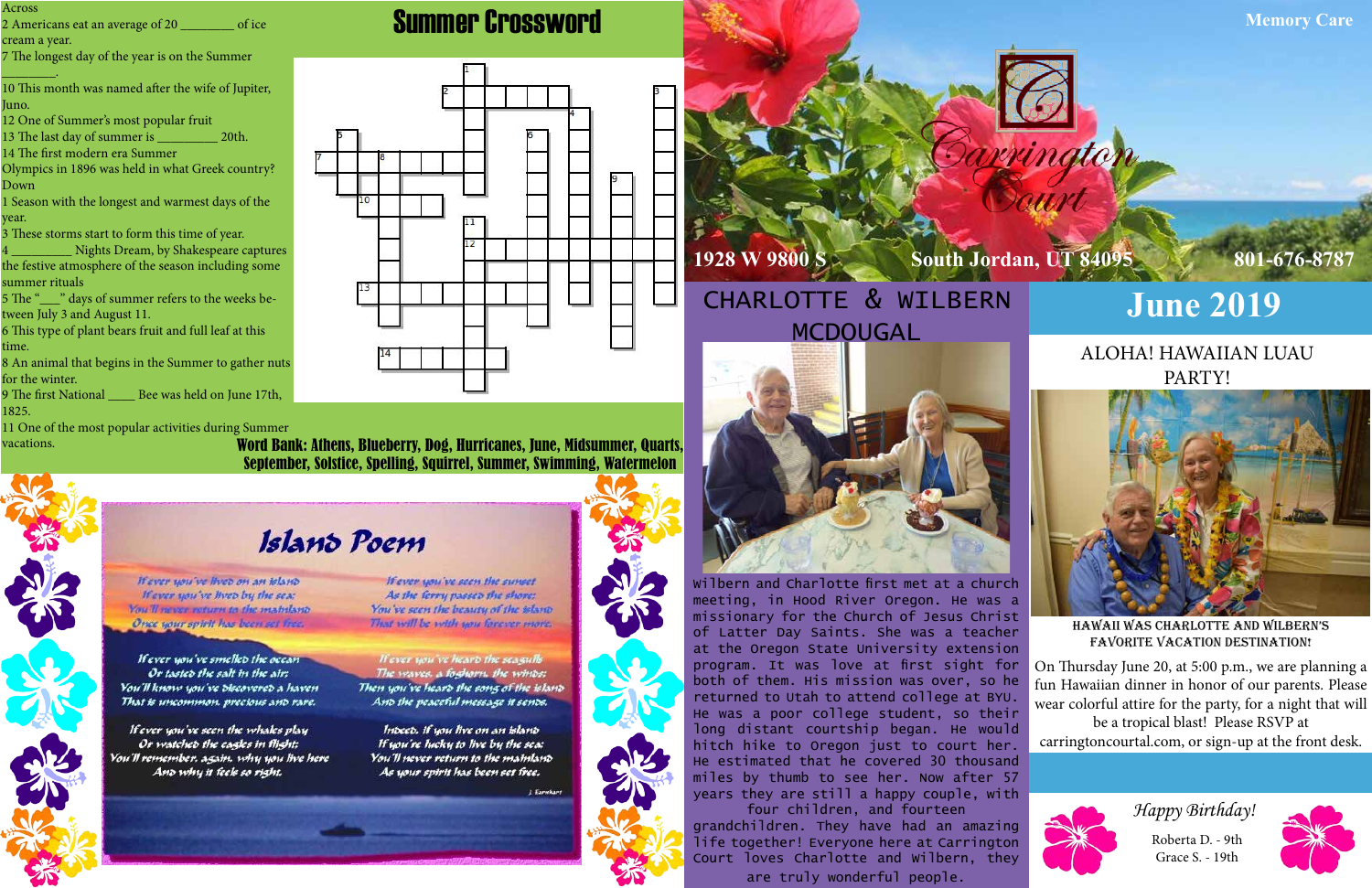# Summer Crossword

**Across**

2 Americans eat an average of 20 ________ of ice cream a year.

7 The longest day of the year is on the Summer ________.

10 This month was named after the wife of Jupiter, Juno.

12 One of Summer's most popular fruit

13 The last day of summer is _________ 20th.

14 The first modern era Summer Olympics in 1896 was held in what Greek country?

**Down**

1 Season with the longest and warmest days of the year.

3 These storms start to form this time of year.

4 _________ Nights Dream, by Shakespeare captures the festive atmosphere of the season including some summer rituals

5 The "___" days of summer refers to the weeks between July 3 and August 11.

6 This type of plant bears fruit and full leaf at this time.

8 An animal that begins in the Summer to gather nuts for the winter.

9 The first National ____ Bee was held on June 17th, 1825.

11 One of the most popular activities during Summer vacations.

**Word Bank: Athens, Blueberry, Dog, Hurricanes, June, Midsummer, Quarts, September, Solstice, Spelling, Squirrel, Summer, Swimming, Watermelon**

# Island Poem

*If ever you've lived on an island*
*If ever you've lived by the sea;*
*You'll never return to the mainland*
*Once your spirit has been set free.*

*If ever you've smelled the ocean*
*Or tasted the salt in the air;*
*You'll know you've discovered a haven*
*That is uncommon, precious and rare.*

*If ever you've seen the whales play*
*Or watched the eagles in flight;*
*You'll remember, again, why you live here*
*And why it feels so right.*

*If ever you've seen the sunset*
*As the ferry passed the shore;*
*You've seen the beauty of the island*
*That will be with you forever more.*

*If ever you've heard the seagulls*
*The waves, a foghorn, the winds;*
*Then you've heard the song of the island*
*And the peaceful message it sends.*

*Indeed, if you live on an island*
*If you're lucky to live by the sea;*
*You'll never return to the mainland*
*As your spirit has been set free.*

J. Earnhart

Memory Care

Carrington Court

1928 W 9800 S South Jordan, UT 84095 801-676-8787

# June 2019

## CHARLOTTE & WILBERN MCDOUGAL

Wilbern and Charlotte first met at a church meeting, in Hood River Oregon. He was a missionary for the Church of Jesus Christ of Latter Day Saints. She was a teacher at the Oregon State University extension program. It was love at first sight for both of them. His mission was over, so he returned to Utah to attend college at BYU. He was a poor college student, so their long distant courtship began. He would hitch hike to Oregon just to court her. He estimated that he covered 30 thousand miles by thumb to see her. Now after 57 years they are still a happy couple, with four children, and fourteen grandchildren. They have had an amazing life together! Everyone here at Carrington Court loves Charlotte and Wilbern, they are truly wonderful people.

## ALOHA! HAWAIIAN LUAU PARTY!

HAWAII WAS CHARLOTTE AND WILBERN'S FAVORITE VACATION DESTINATION!

On Thursday June 20, at 5:00 p.m., we are planning a fun Hawaiian dinner in honor of our parents. Please wear colorful attire for the party, for a night that will be a tropical blast! Please RSVP at carringtoncourtal.com, or sign-up at the front desk.

*Happy Birthday!*

Roberta D. - 9th
Grace S. - 19th